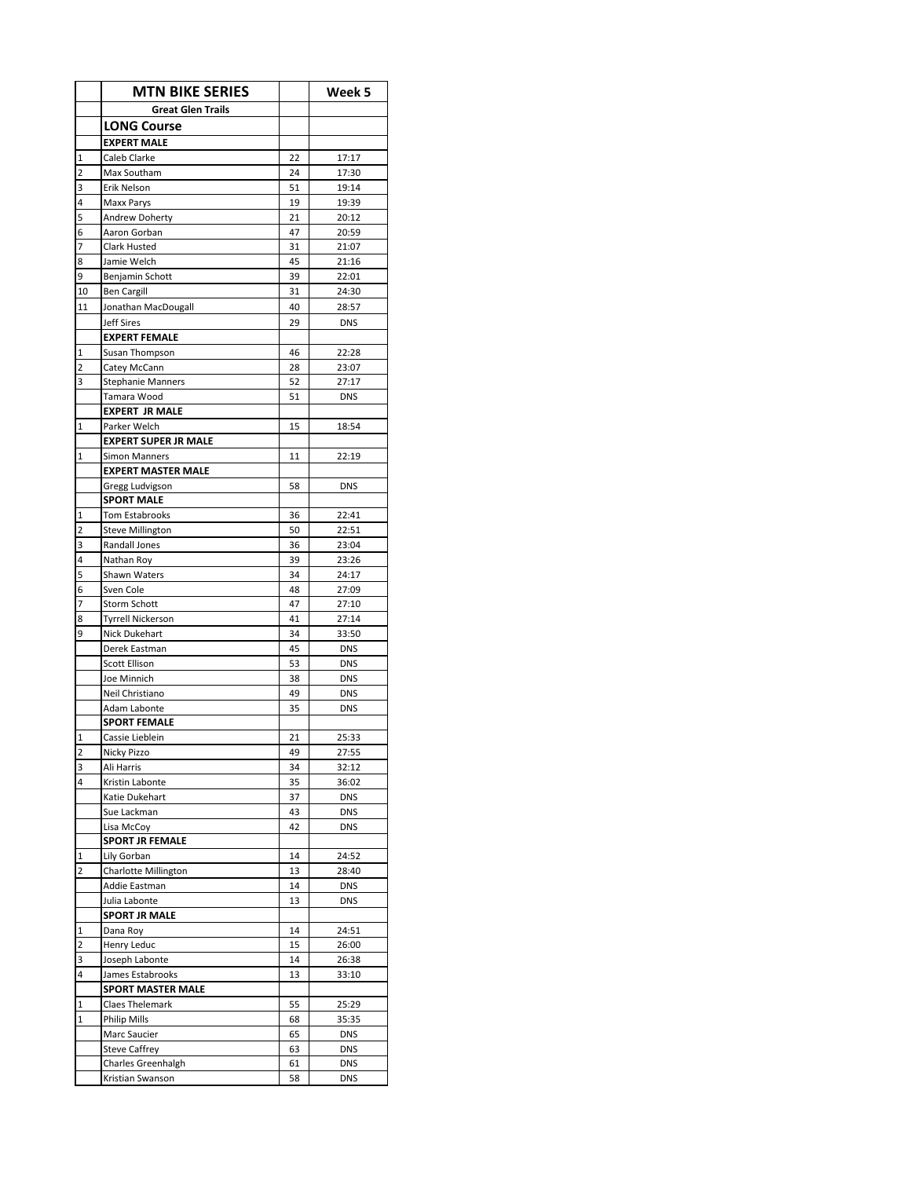| | MTN BIKE SERIES | | Week 5 |
|---|---|---|---|
| | **Great Glen Trails** | | |
| | **LONG Course** | | |
| | **EXPERT MALE** | | |
| 1 | Caleb Clarke | 22 | 17:17 |
| 2 | Max Southam | 24 | 17:30 |
| 3 | Erik Nelson | 51 | 19:14 |
| 4 | Maxx Parys | 19 | 19:39 |
| 5 | Andrew Doherty | 21 | 20:12 |
| 6 | Aaron Gorban | 47 | 20:59 |
| 7 | Clark Husted | 31 | 21:07 |
| 8 | Jamie Welch | 45 | 21:16 |
| 9 | Benjamin Schott | 39 | 22:01 |
| 10 | Ben Cargill | 31 | 24:30 |
| 11 | Jonathan MacDougall | 40 | 28:57 |
| | Jeff Sires | 29 | DNS |
| | **EXPERT FEMALE** | | |
| 1 | Susan Thompson | 46 | 22:28 |
| 2 | Catey McCann | 28 | 23:07 |
| 3 | Stephanie Manners | 52 | 27:17 |
| | Tamara Wood | 51 | DNS |
| | **EXPERT JR MALE** | | |
| 1 | Parker Welch | 15 | 18:54 |
| | **EXPERT SUPER JR MALE** | | |
| 1 | Simon Manners | 11 | 22:19 |
| | **EXPERT MASTER MALE** | | |
| | Gregg Ludvigson | 58 | DNS |
| | **SPORT MALE** | | |
| 1 | Tom Estabrooks | 36 | 22:41 |
| 2 | Steve Millington | 50 | 22:51 |
| 3 | Randall Jones | 36 | 23:04 |
| 4 | Nathan Roy | 39 | 23:26 |
| 5 | Shawn Waters | 34 | 24:17 |
| 6 | Sven Cole | 48 | 27:09 |
| 7 | Storm Schott | 47 | 27:10 |
| 8 | Tyrrell Nickerson | 41 | 27:14 |
| 9 | Nick Dukehart | 34 | 33:50 |
| | Derek Eastman | 45 | DNS |
| | Scott Ellison | 53 | DNS |
| | Joe Minnich | 38 | DNS |
| | Neil Christiano | 49 | DNS |
| | Adam Labonte | 35 | DNS |
| | **SPORT FEMALE** | | |
| 1 | Cassie Lieblein | 21 | 25:33 |
| 2 | Nicky Pizzo | 49 | 27:55 |
| 3 | Ali Harris | 34 | 32:12 |
| 4 | Kristin Labonte | 35 | 36:02 |
| | Katie Dukehart | 37 | DNS |
| | Sue Lackman | 43 | DNS |
| | Lisa McCoy | 42 | DNS |
| | **SPORT JR FEMALE** | | |
| 1 | Lily Gorban | 14 | 24:52 |
| 2 | Charlotte Millington | 13 | 28:40 |
| | Addie Eastman | 14 | DNS |
| | Julia Labonte | 13 | DNS |
| | **SPORT JR MALE** | | |
| 1 | Dana Roy | 14 | 24:51 |
| 2 | Henry Leduc | 15 | 26:00 |
| 3 | Joseph Labonte | 14 | 26:38 |
| 4 | James Estabrooks | 13 | 33:10 |
| | **SPORT MASTER MALE** | | |
| 1 | Claes Thelemark | 55 | 25:29 |
| 1 | Philip Mills | 68 | 35:35 |
| | Marc Saucier | 65 | DNS |
| | Steve Caffrey | 63 | DNS |
| | Charles Greenhalgh | 61 | DNS |
| | Kristian Swanson | 58 | DNS |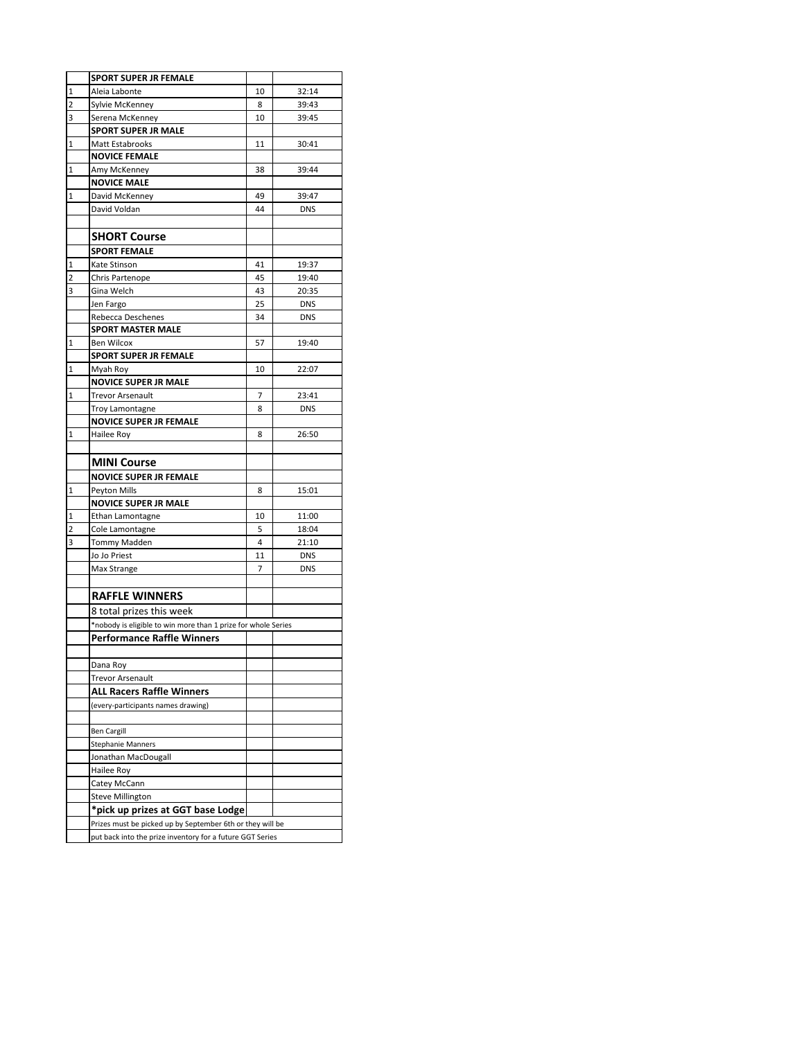| | | | |
|---|---|---|---|
| | **SPORT SUPER JR FEMALE** | | |
| 1 | Aleia Labonte | 10 | 32:14 |
| 2 | Sylvie McKenney | 8 | 39:43 |
| 3 | Serena McKenney | 10 | 39:45 |
| | **SPORT SUPER JR MALE** | | |
| 1 | Matt Estabrooks | 11 | 30:41 |
| | **NOVICE FEMALE** | | |
| 1 | Amy McKenney | 38 | 39:44 |
| | **NOVICE MALE** | | |
| 1 | David McKenney | 49 | 39:47 |
| | David Voldan | 44 | DNS |
| | | | |
| | **SHORT Course** | | |
| | **SPORT FEMALE** | | |
| 1 | Kate Stinson | 41 | 19:37 |
| 2 | Chris Partenope | 45 | 19:40 |
| 3 | Gina Welch | 43 | 20:35 |
| | Jen Fargo | 25 | DNS |
| | Rebecca Deschenes | 34 | DNS |
| | **SPORT MASTER MALE** | | |
| 1 | Ben Wilcox | 57 | 19:40 |
| | **SPORT SUPER JR FEMALE** | | |
| 1 | Myah Roy | 10 | 22:07 |
| | **NOVICE SUPER JR MALE** | | |
| 1 | Trevor Arsenault | 7 | 23:41 |
| | Troy Lamontagne | 8 | DNS |
| | **NOVICE SUPER JR FEMALE** | | |
| 1 | Hailee Roy | 8 | 26:50 |
| | | | |
| | **MINI Course** | | |
| | **NOVICE SUPER JR FEMALE** | | |
| 1 | Peyton Mills | 8 | 15:01 |
| | **NOVICE SUPER JR MALE** | | |
| 1 | Ethan Lamontagne | 10 | 11:00 |
| 2 | Cole Lamontagne | 5 | 18:04 |
| 3 | Tommy Madden | 4 | 21:10 |
| | Jo Jo Priest | 11 | DNS |
| | Max Strange | 7 | DNS |
| | | | |
| | **RAFFLE WINNERS** | | |
| | 8 total prizes this week | | |
| | *nobody is eligible to win more than 1 prize for whole Series | | |
| | **Performance Raffle Winners** | | |
| | | | |
| | Dana Roy | | |
| | Trevor Arsenault | | |
| | **ALL Racers Raffle Winners** | | |
| | (every-participants names drawing) | | |
| | | | |
| | Ben Cargill | | |
| | Stephanie Manners | | |
| | Jonathan MacDougall | | |
| | Hailee Roy | | |
| | Catey McCann | | |
| | Steve Millington | | |
| | ***pick up prizes at GGT base Lodge** | | |
| | Prizes must be picked up by September 6th or they will be | | |
| | put back into the prize inventory for a future GGT Series | | |